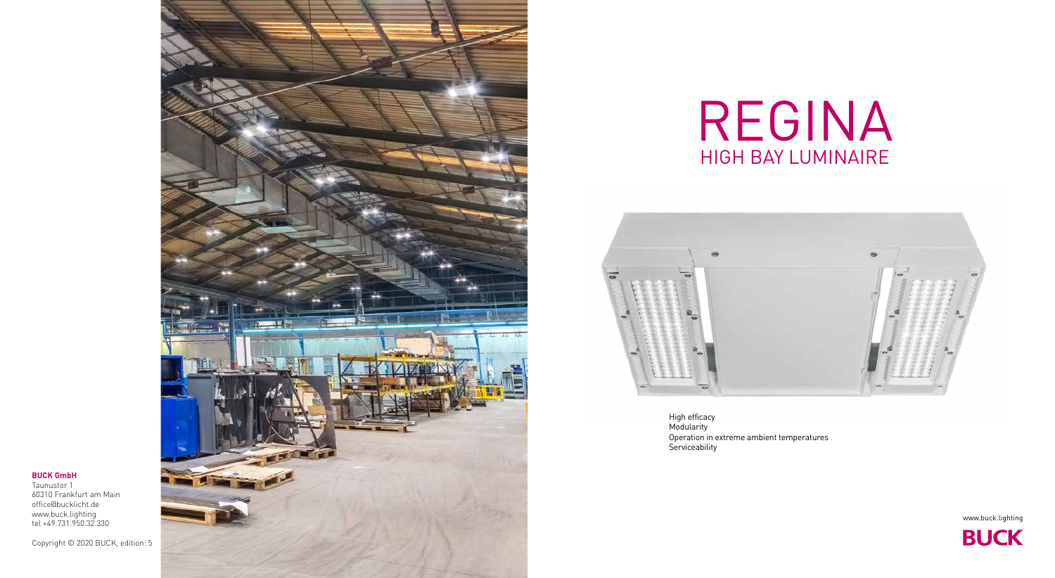# REGINA

## HIGH BAY LUMINAIRE

High efficacy
Modularity
Operation in extreme ambient temperatures
Serviceability

**BUCK GmbH**
Taunustor 1
60310 Frankfurt am Main
office@bucklicht.de
www.buck.lighting
tel +49.731.950.32.330

Copyright © 2020 BUCK, edition: 5

www.buck.lighting

**BUCK**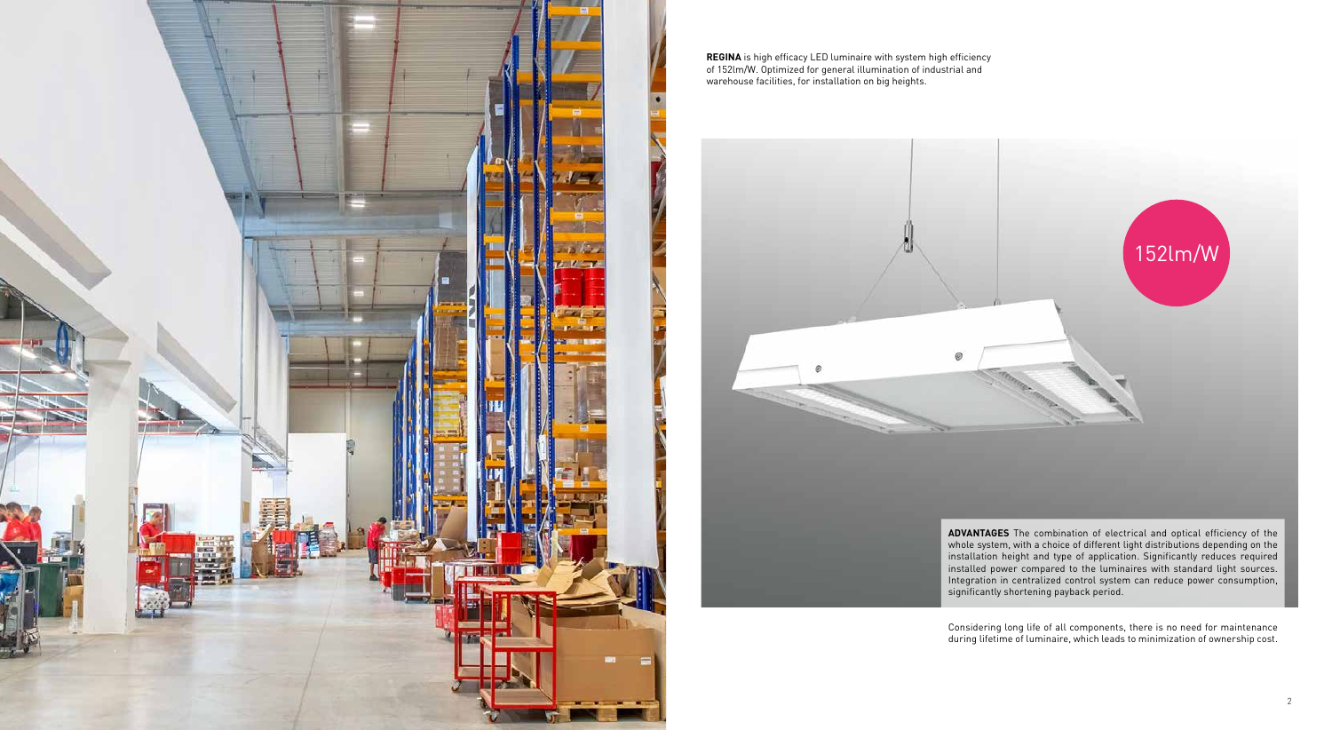**REGINA** is high efficacy LED luminaire with system high efficiency of 152lm/W. Optimized for general illumination of industrial and warehouse facilities, for installation on big heights.

152lm/W

**ADVANTAGES** The combination of electrical and optical efficiency of the whole system, with a choice of different light distributions depending on the installation height and type of application. Significantly reduces required installed power compared to the luminaires with standard light sources. Integration in centralized control system can reduce power consumption, significantly shortening payback period.

Considering long life of all components, there is no need for maintenance during lifetime of luminaire, which leads to minimization of ownership cost.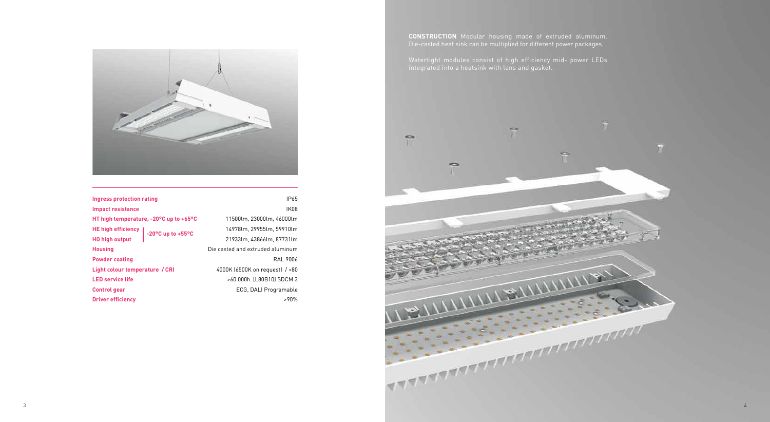| Ingress protection rating | | IP65 |
| --- | --- | --- |
| Impact resistance | | IK08 |
| HT high temperature, -20°C up to +65°C | | 11500lm, 23000lm, 46000lm |
| HE high efficiency | -20°C up to +55°C | 14978lm, 29955lm, 59910lm |
| HO high output | | 21933lm, 43866lm, 87731lm |
| Housing | | Die casted and extruded aluminum |
| Powder coating | | RAL 9006 |
| Light colour temperature / CRI | | 4000K (6500K on request) / >80 |
| LED service life | | >60.000h (L80B10) SDCM 3 |
| Control gear | | ECG, DALI Programable |
| Driver efficiency | | >90% |

**CONSTRUCTION** Modular housing made of extruded aluminum. Die-casted heat sink can be multiplied for different power packages.

Watertight modules consist of high efficiency mid- power LEDs integrated into a heatsink with lens and gasket.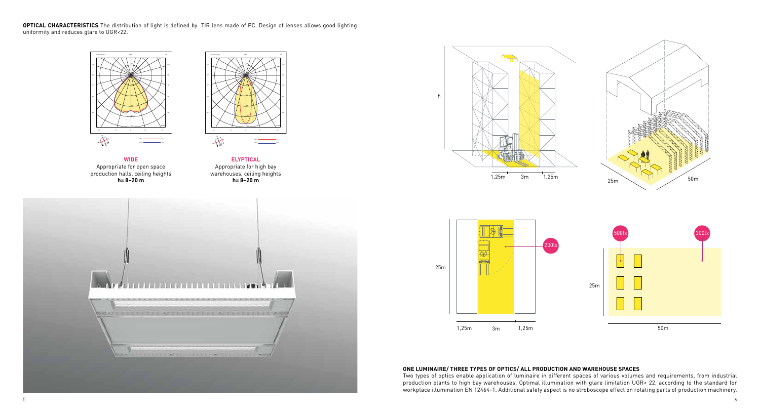**OPTICAL CHARACTERISTICS** The distribution of light is defined by TIR lens made of PC. Design of lenses allows good lighting uniformity and reduces glare to UGR<22.

**WIDE**
Appropriate for open space production halls, ceiling heights
**h= 8–20 m**

**ELYPTICAL**
Appropriate for high bay warehouses, ceiling heights
**h= 8–20 m**

h

1,25m 3m 1,25m

25m 50m

25m

200lx

1,25m 3m 1,25m

500lx 300lx

25m

50m

**ONE LUMINAIRE/ THREE TYPES OF OPTICS/ ALL PRODUCTION AND WAREHOUSE SPACES**

Two types of optics enable application of luminaire in different spaces of various volumes and requirements, from industrial production plants to high bay warehouses. Optimal illumination with glare limitation UGR< 22, according to the standard for workplace illumination EN 12464-1. Additional safety aspect is no stroboscope effect on rotating parts of production machinery.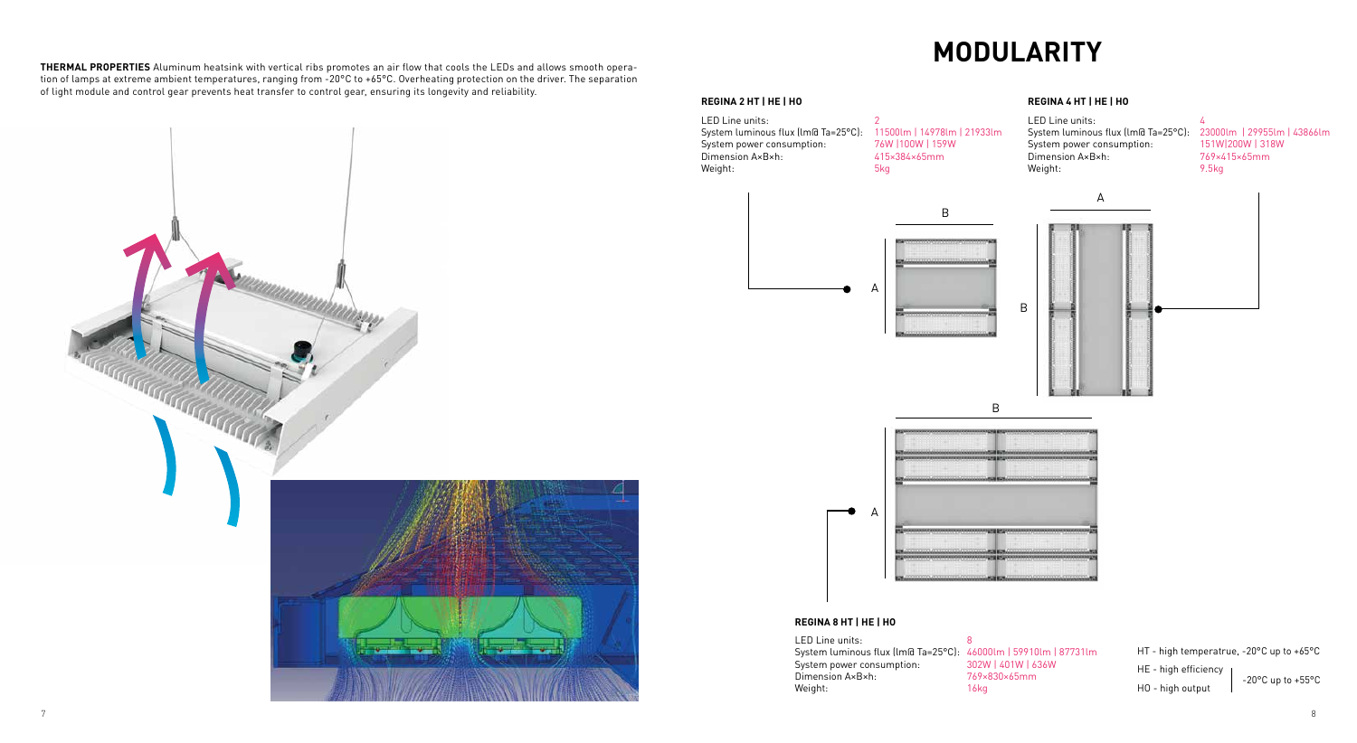**THERMAL PROPERTIES** Aluminum heatsink with vertical ribs promotes an air flow that cools the LEDs and allows smooth operation of lamps at extreme ambient temperatures, ranging from -20°C to +65°C. Overheating protection on the driver. The separation of light module and control gear prevents heat transfer to control gear, ensuring its longevity and reliability.

# MODULARITY

### REGINA 2 HT | HE | HO

| | |
|---|---|
| LED Line units: | 2 |
| System luminous flux (lm@ Ta=25°C): | 11500lm \| 14978lm \| 21933lm |
| System power consumption: | 76W \|100W \| 159W |
| Dimension A×B×h: | 415×384×65mm |
| Weight: | 5kg |

### REGINA 4 HT | HE | HO

| | |
|---|---|
| LED Line units: | 4 |
| System luminous flux (lm@ Ta=25°C): | 23000lm \| 29955lm \| 43866lm |
| System power consumption: | 151W\|200W \| 318W |
| Dimension A×B×h: | 769×415×65mm |
| Weight: | 9.5kg |

### REGINA 8 HT | HE | HO

| | |
|---|---|
| LED Line units: | 8 |
| System luminous flux (lm@ Ta=25°C): | 46000lm \| 59910lm \| 87731lm |
| System power consumption: | 302W \| 401W \| 636W |
| Dimension A×B×h: | 769×830×65mm |
| Weight: | 16kg |

HT - high temperatrue, -20°C up to +65°C

HE - high efficiency
HO - high output
-20°C up to +55°C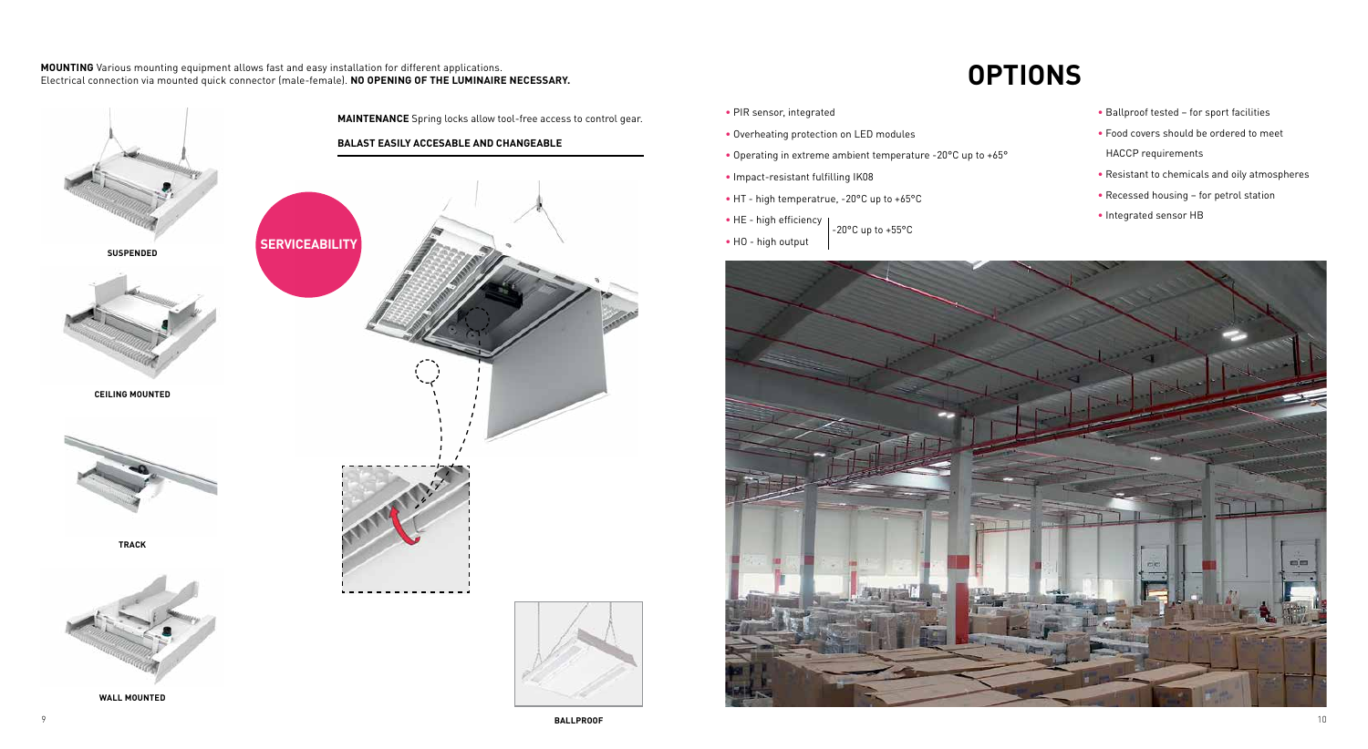**MOUNTING** Various mounting equipment allows fast and easy installation for different applications.
Electrical connection via mounted quick connector (male-female). **NO OPENING OF THE LUMINAIRE NECESSARY.**

**SUSPENDED**

**CEILING MOUNTED**

**TRACK**

**WALL MOUNTED**

**MAINTENANCE** Spring locks allow tool-free access to control gear.

**BALAST EASILY ACCESABLE AND CHANGEABLE**

**SERVICEABILITY**

**BALLPROOF**

# OPTIONS

- PIR sensor, integrated
- Overheating protection on LED modules
- Operating in extreme ambient temperature -20°C up to +65°
- Impact-resistant fulfilling IK08
- HT - high temperatrue, -20°C up to +65°C
- HE - high efficiency (-20°C up to +55°C)
- HO - high output (-20°C up to +55°C)
- Ballproof tested – for sport facilities
- Food covers should be ordered to meet HACCP requirements
- Resistant to chemicals and oily atmospheres
- Recessed housing – for petrol station
- Integrated sensor HB